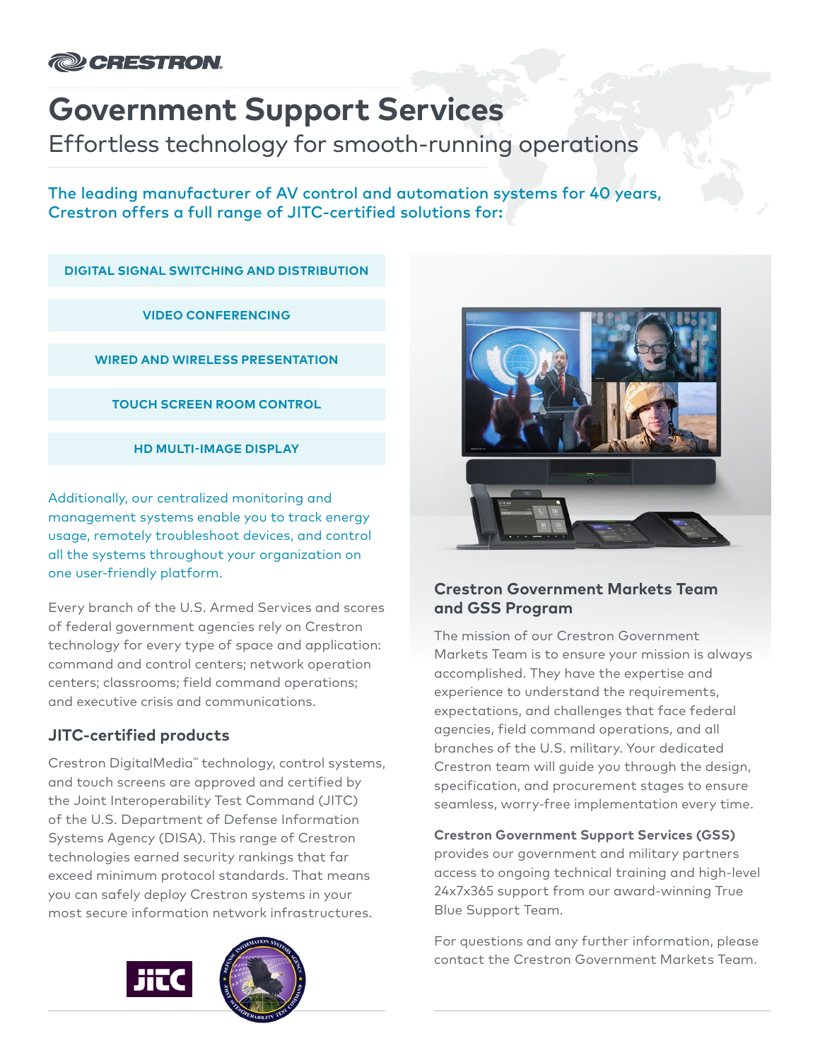# Government Support Services

Effortless technology for smooth-running operations

**The leading manufacturer of AV control and automation systems for 40 years, Crestron offers a full range of JITC-certified solutions for:**

- DIGITAL SIGNAL SWITCHING AND DISTRIBUTION
- VIDEO CONFERENCING
- WIRED AND WIRELESS PRESENTATION
- TOUCH SCREEN ROOM CONTROL
- HD MULTI-IMAGE DISPLAY

Additionally, our centralized monitoring and management systems enable you to track energy usage, remotely troubleshoot devices, and control all the systems throughout your organization on one user-friendly platform.

Every branch of the U.S. Armed Services and scores of federal government agencies rely on Crestron technology for every type of space and application: command and control centers; network operation centers; classrooms; field command operations; and executive crisis and communications.

## JITC-certified products

Crestron DigitalMedia™ technology, control systems, and touch screens are approved and certified by the Joint Interoperability Test Command (JITC) of the U.S. Department of Defense Information Systems Agency (DISA). This range of Crestron technologies earned security rankings that far exceed minimum protocol standards. That means you can safely deploy Crestron systems in your most secure information network infrastructures.

## Crestron Government Markets Team and GSS Program

The mission of our Crestron Government Markets Team is to ensure your mission is always accomplished. They have the expertise and experience to understand the requirements, expectations, and challenges that face federal agencies, field command operations, and all branches of the U.S. military. Your dedicated Crestron team will guide you through the design, specification, and procurement stages to ensure seamless, worry-free implementation every time.

**Crestron Government Support Services (GSS)** provides our government and military partners access to ongoing technical training and high-level 24x7x365 support from our award-winning True Blue Support Team.

For questions and any further information, please contact the Crestron Government Markets Team.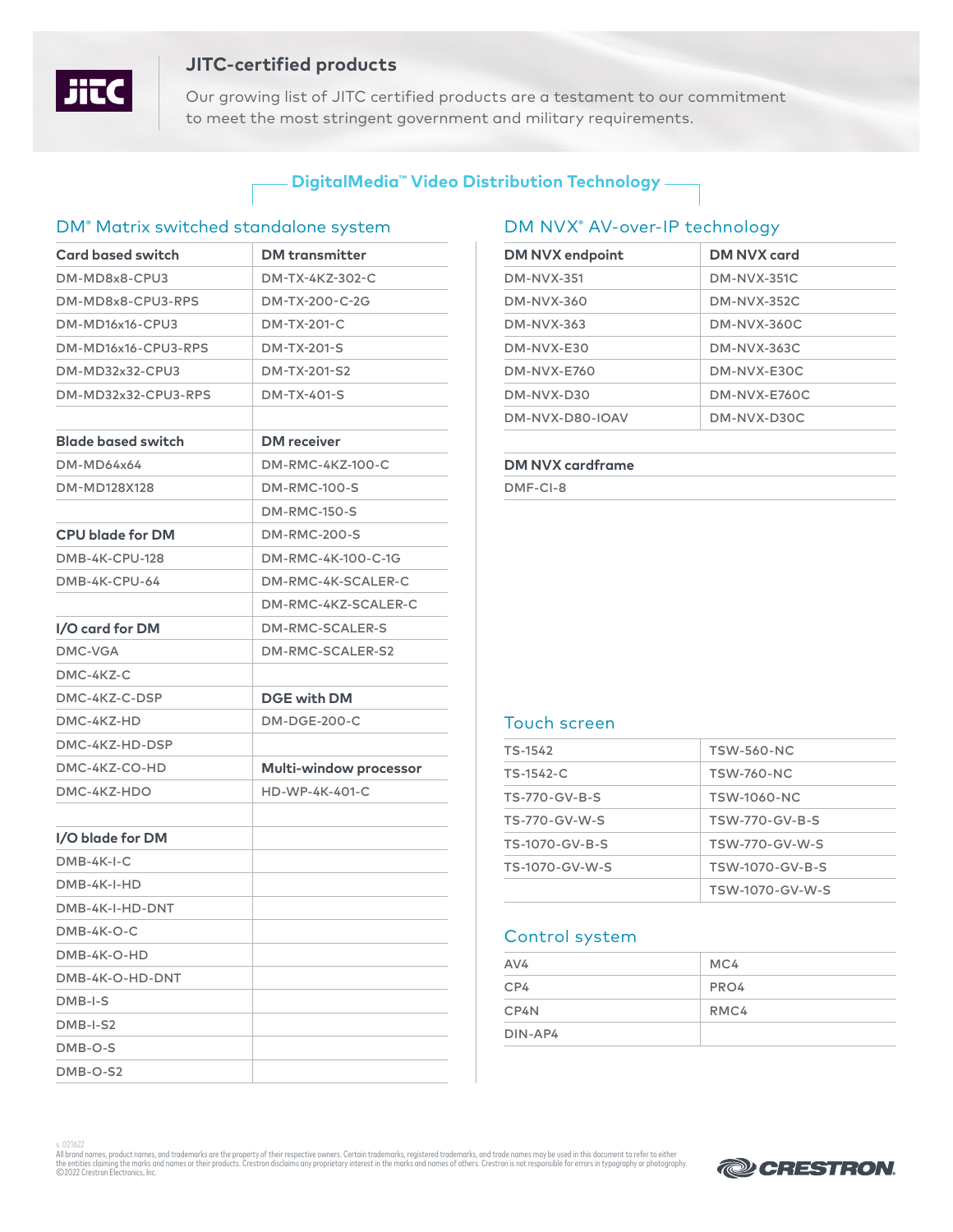## JITC-certified products

Our growing list of JITC certified products are a testament to our commitment to meet the most stringent government and military requirements.

## DigitalMedia™ Video Distribution Technology

### DM® Matrix switched standalone system

| Card based switch | DM transmitter |
|---|---|
| DM-MD8x8-CPU3 | DM-TX-4KZ-302-C |
| DM-MD8x8-CPU3-RPS | DM-TX-200-C-2G |
| DM-MD16x16-CPU3 | DM-TX-201-C |
| DM-MD16x16-CPU3-RPS | DM-TX-201-S |
| DM-MD32x32-CPU3 | DM-TX-201-S2 |
| DM-MD32x32-CPU3-RPS | DM-TX-401-S |
| | |
| **Blade based switch** | **DM receiver** |
| DM-MD64x64 | DM-RMC-4KZ-100-C |
| DM-MD128X128 | DM-RMC-100-S |
| | DM-RMC-150-S |
| **CPU blade for DM** | DM-RMC-200-S |
| DMB-4K-CPU-128 | DM-RMC-4K-100-C-1G |
| DMB-4K-CPU-64 | DM-RMC-4K-SCALER-C |
| | DM-RMC-4KZ-SCALER-C |
| **I/O card for DM** | DM-RMC-SCALER-S |
| DMC-VGA | DM-RMC-SCALER-S2 |
| DMC-4KZ-C | |
| DMC-4KZ-C-DSP | **DGE with DM** |
| DMC-4KZ-HD | DM-DGE-200-C |
| DMC-4KZ-HD-DSP | |
| DMC-4KZ-CO-HD | **Multi-window processor** |
| DMC-4KZ-HDO | HD-WP-4K-401-C |
| | |
| **I/O blade for DM** | |
| DMB-4K-I-C | |
| DMB-4K-I-HD | |
| DMB-4K-I-HD-DNT | |
| DMB-4K-O-C | |
| DMB-4K-O-HD | |
| DMB-4K-O-HD-DNT | |
| DMB-I-S | |
| DMB-I-S2 | |
| DMB-O-S | |
| DMB-O-S2 | |

### DM NVX® AV-over-IP technology

| DM NVX endpoint | DM NVX card |
|---|---|
| DM-NVX-351 | DM-NVX-351C |
| DM-NVX-360 | DM-NVX-352C |
| DM-NVX-363 | DM-NVX-360C |
| DM-NVX-E30 | DM-NVX-363C |
| DM-NVX-E760 | DM-NVX-E30C |
| DM-NVX-D30 | DM-NVX-E760C |
| DM-NVX-D80-IOAV | DM-NVX-D30C |

| DM NVX cardframe |
|---|
| DMF-CI-8 |

### Touch screen

| | |
|---|---|
| TS-1542 | TSW-560-NC |
| TS-1542-C | TSW-760-NC |
| TS-770-GV-B-S | TSW-1060-NC |
| TS-770-GV-W-S | TSW-770-GV-B-S |
| TS-1070-GV-B-S | TSW-770-GV-W-S |
| TS-1070-GV-W-S | TSW-1070-GV-B-S |
| | TSW-1070-GV-W-S |

### Control system

| | |
|---|---|
| AV4 | MC4 |
| CP4 | PRO4 |
| CP4N | RMC4 |
| DIN-AP4 | |

v. 021622
All brand names, product names, and trademarks are the property of their respective owners. Certain trademarks, registered trademarks, and trade names may be used in this document to refer to either the entities claiming the marks and names or their products. Crestron disclaims any proprietary interest in the marks and names of others. Crestron is not responsible for errors in typography or photography.
©2022 Crestron Electronics, Inc.